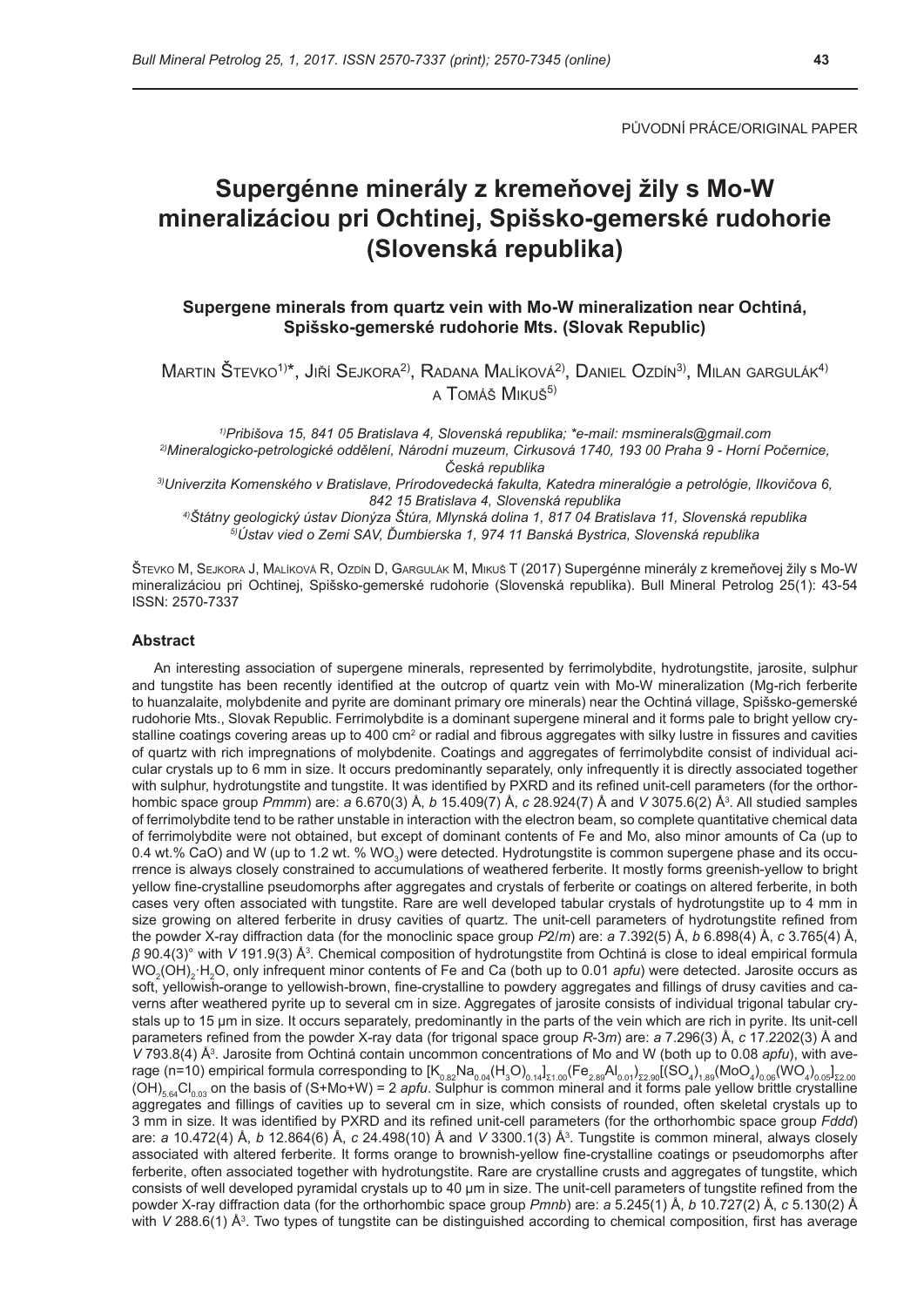PŮVODNÍ PRÁCE/ORIGINAL PAPER

# Supergénne minerály z kremeňovej žily s Mo-W mineralizáciou pri Ochtinej, Spišsko-gemerské rudohorie (Slovenská republika)

## Supergene minerals from quartz vein with Mo-W mineralization near Ochtiná, Spišsko-gemerské rudohorie Mts. (Slovak Republic)

Martin Števko[1)]*, Jiří Sejkora[2)], Radana Malíková[2)], Daniel Ozdín[3)], Milan gargulák[4)] a Tomáš Mikuš[5)]

*[1)]Pribišova 15, 841 05 Bratislava 4, Slovenská republika; \*e-mail: msminerals@gmail.com*
*[2)]Mineralogicko-petrologické oddělení, Národní muzeum, Cirkusová 1740, 193 00 Praha 9 - Horní Počernice, Česká republika*
*[3)]Univerzita Komenského v Bratislave, Prírodovedecká fakulta, Katedra mineralógie a petrológie, Ilkovičova 6, 842 15 Bratislava 4, Slovenská republika*
*[4)]Štátny geologický ústav Dionýza Štúra, Mlynská dolina 1, 817 04 Bratislava 11, Slovenská republika*
*[5)]Ústav vied o Zemi SAV, Ďumbierska 1, 974 11 Banská Bystrica, Slovenská republika*

Števko M, Sejkora J, Malíková R, Ozdín D, Gargulák M, Mikuš T (2017) Supergénne minerály z kremeňovej žily s Mo-W mineralizáciou pri Ochtinej, Spišsko-gemerské rudohorie (Slovenská republika). Bull Mineral Petrolog 25(1): 43-54 ISSN: 2570-7337

### Abstract

An interesting association of supergene minerals, represented by ferrimolybdite, hydrotungstite, jarosite, sulphur and tungstite has been recently identified at the outcrop of quartz vein with Mo-W mineralization (Mg-rich ferberite to huanzalaite, molybdenite and pyrite are dominant primary ore minerals) near the Ochtiná village, Spišsko-gemerské rudohorie Mts., Slovak Republic. Ferrimolybdite is a dominant supergene mineral and it forms pale to bright yellow crystalline coatings covering areas up to 400 cm$^2$ or radial and fibrous aggregates with silky lustre in fissures and cavities of quartz with rich impregnations of molybdenite. Coatings and aggregates of ferrimolybdite consist of individual acicular crystals up to 6 mm in size. It occurs predominantly separately, only infrequently it is directly associated together with sulphur, hydrotungstite and tungstite. It was identified by PXRD and its refined unit-cell parameters (for the orthorhombic space group *Pmmm*) are: *a* 6.670(3) Å, *b* 15.409(7) Å, *c* 28.924(7) Å and *V* 3075.6(2) Å$^3$. All studied samples of ferrimolybdite tend to be rather unstable in interaction with the electron beam, so complete quantitative chemical data of ferrimolybdite were not obtained, but except of dominant contents of Fe and Mo, also minor amounts of Ca (up to 0.4 wt.% CaO) and W (up to 1.2 wt. % $WO_3$) were detected. Hydrotungstite is common supergene phase and its occurrence is always closely constrained to accumulations of weathered ferberite. It mostly forms greenish-yellow to bright yellow fine-crystalline pseudomorphs after aggregates and crystals of ferberite or coatings on altered ferberite, in both cases very often associated with tungstite. Rare are well developed tabular crystals of hydrotungstite up to 4 mm in size growing on altered ferberite in drusy cavities of quartz. The unit-cell parameters of hydrotungstite refined from the powder X-ray diffraction data (for the monoclinic space group *P*2/*m*) are: *a* 7.392(5) Å, *b* 6.898(4) Å, *c* 3.765(4) Å, *β* 90.4(3)° with *V* 191.9(3) Å$^3$. Chemical composition of hydrotungstite from Ochtiná is close to ideal empirical formula $WO_2(OH)_2 \cdot H_2O$, only infrequent minor contents of Fe and Ca (both up to 0.01 *apfu*) were detected. Jarosite occurs as soft, yellowish-orange to yellowish-brown, fine-crystalline to powdery aggregates and fillings of drusy cavities and caverns after weathered pyrite up to several cm in size. Aggregates of jarosite consists of individual trigonal tabular crystals up to 15 μm in size. It occurs separately, predominantly in the parts of the vein which are rich in pyrite. Its unit-cell parameters refined from the powder X-ray data (for trigonal space group *R*-3*m*) are: *a* 7.296(3) Å, *c* 17.2202(3) Å and *V* 793.8(4) Å$^3$. Jarosite from Ochtiná contain uncommon concentrations of Mo and W (both up to 0.08 *apfu*), with average (n=10) empirical formula corresponding to $[K_{0.82}Na_{0.04}(H_3O)_{0.14}]_{\Sigma 1.00}(Fe_{2.89}Al_{0.01})_{\Sigma 2.90}[(SO_4)_{1.89}(MoO_4)_{0.06}(WO_4)_{0.05}]_{\Sigma 2.00}(OH)_{5.64}Cl_{0.03}$ on the basis of (S+Mo+W) = 2 *apfu*. Sulphur is common mineral and it forms pale yellow brittle crystalline aggregates and fillings of cavities up to several cm in size, which consists of rounded, often skeletal crystals up to 3 mm in size. It was identified by PXRD and its refined unit-cell parameters (for the orthorhombic space group *Fddd*) are: *a* 10.472(4) Å, *b* 12.864(6) Å, *c* 24.498(10) Å and *V* 3300.1(3) Å$^3$. Tungstite is common mineral, always closely associated with altered ferberite. It forms orange to brownish-yellow fine-crystalline coatings or pseudomorphs after ferberite, often associated together with hydrotungstite. Rare are crystalline crusts and aggregates of tungstite, which consists of well developed pyramidal crystals up to 40 μm in size. The unit-cell parameters of tungstite refined from the powder X-ray diffraction data (for the orthorhombic space group *Pmnb*) are: *a* 5.245(1) Å, *b* 10.727(2) Å, *c* 5.130(2) Å with *V* 288.6(1) Å$^3$. Two types of tungstite can be distinguished according to chemical composition, first has average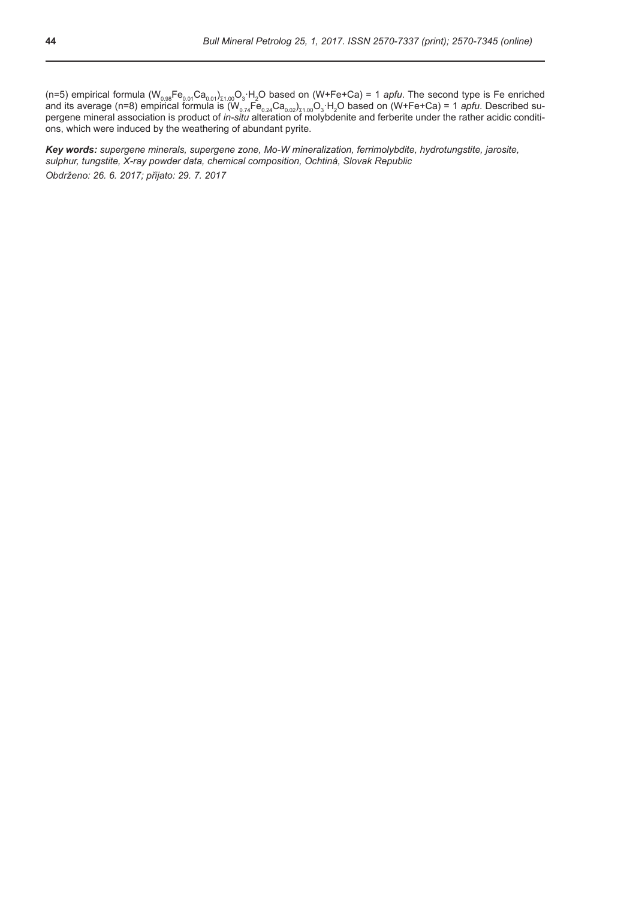(n=5) empirical formula $(W_{0.98}Fe_{0.01}Ca_{0.01})_{\Sigma 1.00}O_3 \cdot H_2O$ based on (W+Fe+Ca) = 1 *apfu*. The second type is Fe enriched and its average (n=8) empirical formula is $(W_{0.74}Fe_{0.24}Ca_{0.02})_{\Sigma 1.00}O_3 \cdot H_2O$ based on (W+Fe+Ca) = 1 *apfu*. Described supergene mineral association is product of *in-situ* alteration of molybdenite and ferberite under the rather acidic conditions, which were induced by the weathering of abundant pyrite.

***Key words:*** *supergene minerals, supergene zone, Mo-W mineralization, ferrimolybdite, hydrotungstite, jarosite, sulphur, tungstite, X-ray powder data, chemical composition, Ochtiná, Slovak Republic*

*Obdrženo: 26. 6. 2017; přijato: 29. 7. 2017*